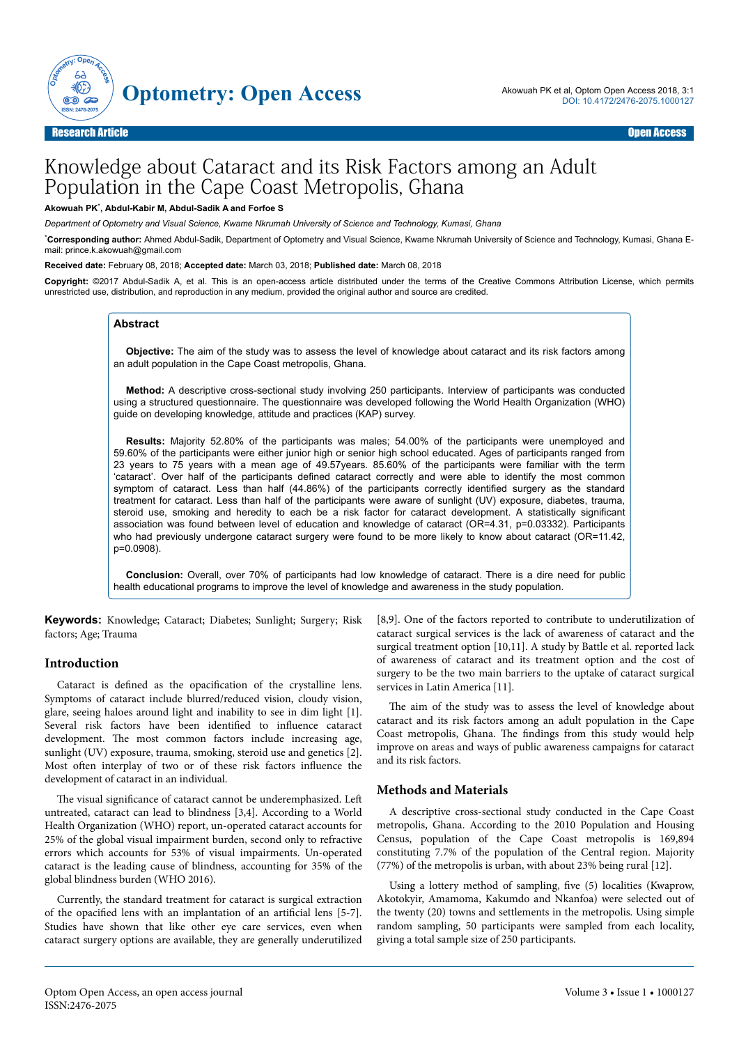Research Article

Open Access

# Knowledge about Cataract and its Risk Factors among an Adult Population in the Cape Coast Metropolis, Ghana

**Akowuah PK[*], Abdul-Kabir M, Abdul-Sadik A and Forfoe S**

*Department of Optometry and Visual Science, Kwame Nkrumah University of Science and Technology, Kumasi, Ghana*

[*]**Corresponding author:** Ahmed Abdul-Sadik, Department of Optometry and Visual Science, Kwame Nkrumah University of Science and Technology, Kumasi, Ghana E-mail: prince.k.akowuah@gmail.com

**Received date:** February 08, 2018; **Accepted date:** March 03, 2018; **Published date:** March 08, 2018

**Copyright:** ©2017 Abdul-Sadik A, et al. This is an open-access article distributed under the terms of the Creative Commons Attribution License, which permits unrestricted use, distribution, and reproduction in any medium, provided the original author and source are credited.

## Abstract

**Objective:** The aim of the study was to assess the level of knowledge about cataract and its risk factors among an adult population in the Cape Coast metropolis, Ghana.

**Method:** A descriptive cross-sectional study involving 250 participants. Interview of participants was conducted using a structured questionnaire. The questionnaire was developed following the World Health Organization (WHO) guide on developing knowledge, attitude and practices (KAP) survey.

**Results:** Majority 52.80% of the participants was males; 54.00% of the participants were unemployed and 59.60% of the participants were either junior high or senior high school educated. Ages of participants ranged from 23 years to 75 years with a mean age of 49.57years. 85.60% of the participants were familiar with the term 'cataract'. Over half of the participants defined cataract correctly and were able to identify the most common symptom of cataract. Less than half (44.86%) of the participants correctly identified surgery as the standard treatment for cataract. Less than half of the participants were aware of sunlight (UV) exposure, diabetes, trauma, steroid use, smoking and heredity to each be a risk factor for cataract development. A statistically significant association was found between level of education and knowledge of cataract (OR=4.31, p=0.03332). Participants who had previously undergone cataract surgery were found to be more likely to know about cataract (OR=11.42, p=0.0908).

**Conclusion:** Overall, over 70% of participants had low knowledge of cataract. There is a dire need for public health educational programs to improve the level of knowledge and awareness in the study population.

**Keywords:** Knowledge; Cataract; Diabetes; Sunlight; Surgery; Risk factors; Age; Trauma

## Introduction

Cataract is defined as the opacification of the crystalline lens. Symptoms of cataract include blurred/reduced vision, cloudy vision, glare, seeing haloes around light and inability to see in dim light [1]. Several risk factors have been identified to influence cataract development. The most common factors include increasing age, sunlight (UV) exposure, trauma, smoking, steroid use and genetics [2]. Most often interplay of two or of these risk factors influence the development of cataract in an individual.

The visual significance of cataract cannot be underemphasized. Left untreated, cataract can lead to blindness [3,4]. According to a World Health Organization (WHO) report, un-operated cataract accounts for 25% of the global visual impairment burden, second only to refractive errors which accounts for 53% of visual impairments. Un-operated cataract is the leading cause of blindness, accounting for 35% of the global blindness burden (WHO 2016).

Currently, the standard treatment for cataract is surgical extraction of the opacified lens with an implantation of an artificial lens [5-7]. Studies have shown that like other eye care services, even when cataract surgery options are available, they are generally underutilized [8,9]. One of the factors reported to contribute to underutilization of cataract surgical services is the lack of awareness of cataract and the surgical treatment option [10,11]. A study by Battle et al. reported lack of awareness of cataract and its treatment option and the cost of surgery to be the two main barriers to the uptake of cataract surgical services in Latin America [11].

The aim of the study was to assess the level of knowledge about cataract and its risk factors among an adult population in the Cape Coast metropolis, Ghana. The findings from this study would help improve on areas and ways of public awareness campaigns for cataract and its risk factors.

## Methods and Materials

A descriptive cross-sectional study conducted in the Cape Coast metropolis, Ghana. According to the 2010 Population and Housing Census, population of the Cape Coast metropolis is 169,894 constituting 7.7% of the population of the Central region. Majority (77%) of the metropolis is urban, with about 23% being rural [12].

Using a lottery method of sampling, five (5) localities (Kwaprow, Akotokyir, Amamoma, Kakumdo and Nkanfoa) were selected out of the twenty (20) towns and settlements in the metropolis. Using simple random sampling, 50 participants were sampled from each locality, giving a total sample size of 250 participants.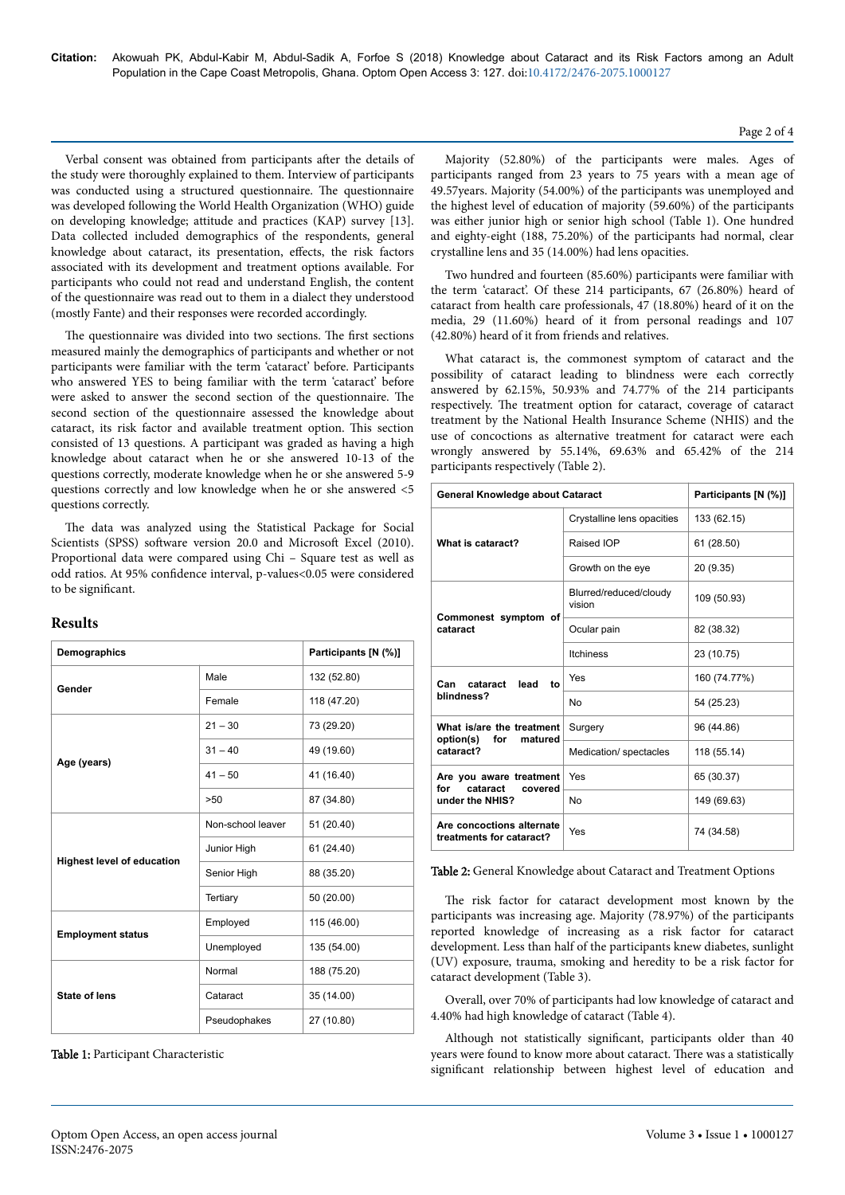Verbal consent was obtained from participants after the details of the study were thoroughly explained to them. Interview of participants was conducted using a structured questionnaire. The questionnaire was developed following the World Health Organization (WHO) guide on developing knowledge; attitude and practices (KAP) survey [13]. Data collected included demographics of the respondents, general knowledge about cataract, its presentation, effects, the risk factors associated with its development and treatment options available. For participants who could not read and understand English, the content of the questionnaire was read out to them in a dialect they understood (mostly Fante) and their responses were recorded accordingly.

The questionnaire was divided into two sections. The first sections measured mainly the demographics of participants and whether or not participants were familiar with the term 'cataract' before. Participants who answered YES to being familiar with the term 'cataract' before were asked to answer the second section of the questionnaire. The second section of the questionnaire assessed the knowledge about cataract, its risk factor and available treatment option. This section consisted of 13 questions. A participant was graded as having a high knowledge about cataract when he or she answered 10-13 of the questions correctly, moderate knowledge when he or she answered 5-9 questions correctly and low knowledge when he or she answered <5 questions correctly.

The data was analyzed using the Statistical Package for Social Scientists (SPSS) software version 20.0 and Microsoft Excel (2010). Proportional data were compared using Chi – Square test as well as odd ratios. At 95% confidence interval, p-values<0.05 were considered to be significant.

## Results

| Demographics | | Participants [N (%)] |
|---|---|---|
| Gender | Male | 132 (52.80) |
| | Female | 118 (47.20) |
| Age (years) | 21 – 30 | 73 (29.20) |
| | 31 – 40 | 49 (19.60) |
| | 41 – 50 | 41 (16.40) |
| | >50 | 87 (34.80) |
| Highest level of education | Non-school leaver | 51 (20.40) |
| | Junior High | 61 (24.40) |
| | Senior High | 88 (35.20) |
| | Tertiary | 50 (20.00) |
| Employment status | Employed | 115 (46.00) |
| | Unemployed | 135 (54.00) |
| State of lens | Normal | 188 (75.20) |
| | Cataract | 35 (14.00) |
| | Pseudophakes | 27 (10.80) |

**Table 1:** Participant Characteristic

Majority (52.80%) of the participants were males. Ages of participants ranged from 23 years to 75 years with a mean age of 49.57years. Majority (54.00%) of the participants was unemployed and the highest level of education of majority (59.60%) of the participants was either junior high or senior high school (Table 1). One hundred and eighty-eight (188, 75.20%) of the participants had normal, clear crystalline lens and 35 (14.00%) had lens opacities.

Two hundred and fourteen (85.60%) participants were familiar with the term 'cataract'. Of these 214 participants, 67 (26.80%) heard of cataract from health care professionals, 47 (18.80%) heard of it on the media, 29 (11.60%) heard of it from personal readings and 107 (42.80%) heard of it from friends and relatives.

What cataract is, the commonest symptom of cataract and the possibility of cataract leading to blindness were each correctly answered by 62.15%, 50.93% and 74.77% of the 214 participants respectively. The treatment option for cataract, coverage of cataract treatment by the National Health Insurance Scheme (NHIS) and the use of concoctions as alternative treatment for cataract were each wrongly answered by 55.14%, 69.63% and 65.42% of the 214 participants respectively (Table 2).

| General Knowledge about Cataract | | Participants [N (%)] |
|---|---|---|
| What is cataract? | Crystalline lens opacities | 133 (62.15) |
| | Raised IOP | 61 (28.50) |
| | Growth on the eye | 20 (9.35) |
| Commonest symptom of cataract | Blurred/reduced/cloudy vision | 109 (50.93) |
| | Ocular pain | 82 (38.32) |
| | Itchiness | 23 (10.75) |
| Can cataract lead to blindness? | Yes | 160 (74.77%) |
| | No | 54 (25.23) |
| What is/are the treatment option(s) for matured cataract? | Surgery | 96 (44.86) |
| | Medication/ spectacles | 118 (55.14) |
| Are you aware treatment for cataract covered under the NHIS? | Yes | 65 (30.37) |
| | No | 149 (69.63) |
| Are concoctions alternate treatments for cataract? | Yes | 74 (34.58) |

**Table 2:** General Knowledge about Cataract and Treatment Options

The risk factor for cataract development most known by the participants was increasing age. Majority (78.97%) of the participants reported knowledge of increasing as a risk factor for cataract development. Less than half of the participants knew diabetes, sunlight (UV) exposure, trauma, smoking and heredity to be a risk factor for cataract development (Table 3).

Overall, over 70% of participants had low knowledge of cataract and 4.40% had high knowledge of cataract (Table 4).

Although not statistically significant, participants older than 40 years were found to know more about cataract. There was a statistically significant relationship between highest level of education and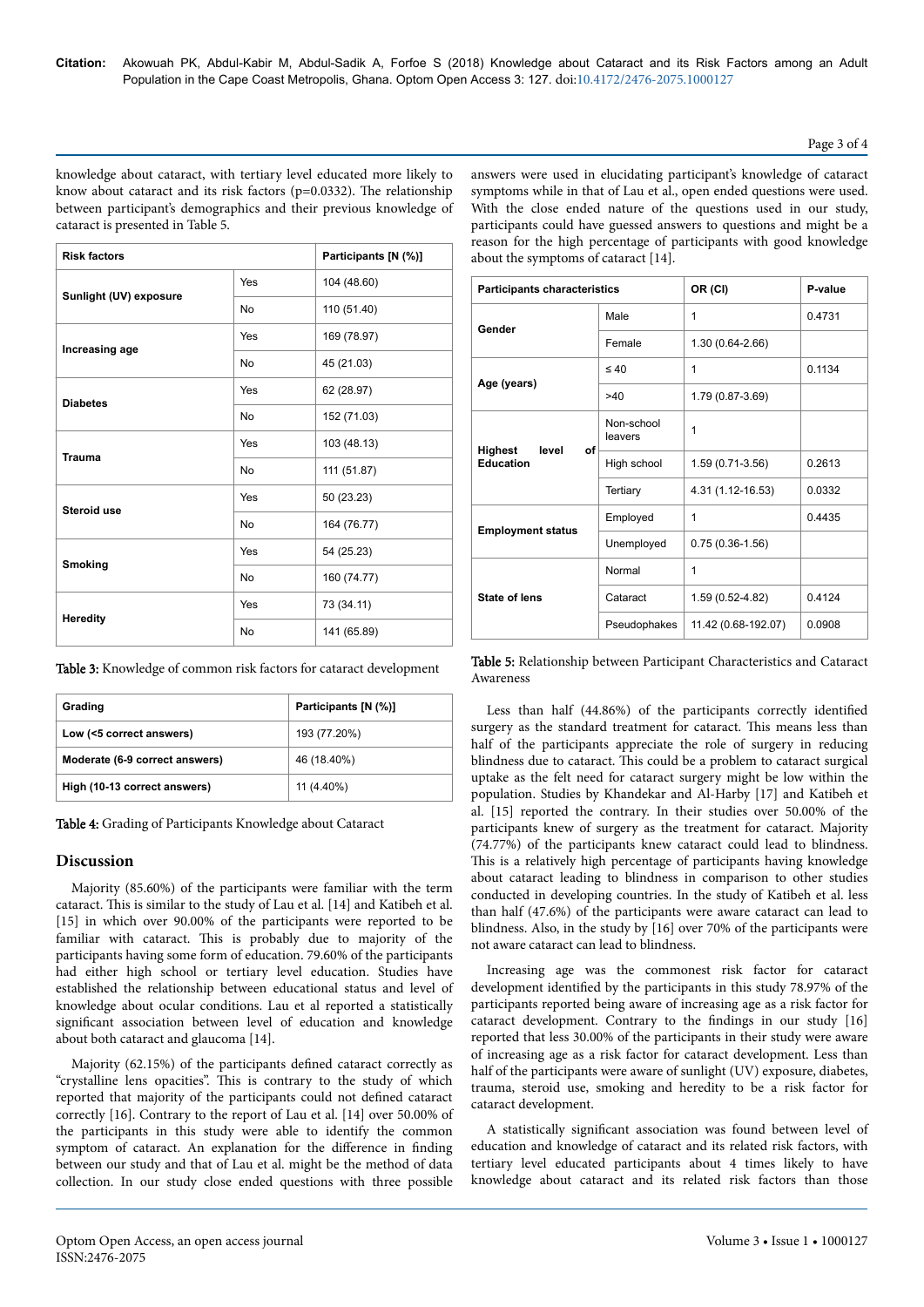knowledge about cataract, with tertiary level educated more likely to know about cataract and its risk factors (p=0.0332). The relationship between participant's demographics and their previous knowledge of cataract is presented in Table 5.

| Risk factors | | Participants [N (%)] |
|---|---|---|
| Sunlight (UV) exposure | Yes | 104 (48.60) |
| | No | 110 (51.40) |
| Increasing age | Yes | 169 (78.97) |
| | No | 45 (21.03) |
| Diabetes | Yes | 62 (28.97) |
| | No | 152 (71.03) |
| Trauma | Yes | 103 (48.13) |
| | No | 111 (51.87) |
| Steroid use | Yes | 50 (23.23) |
| | No | 164 (76.77) |
| Smoking | Yes | 54 (25.23) |
| | No | 160 (74.77) |
| Heredity | Yes | 73 (34.11) |
| | No | 141 (65.89) |

**Table 3:** Knowledge of common risk factors for cataract development

| Grading | Participants [N (%)] |
|---|---|
| Low (<5 correct answers) | 193 (77.20%) |
| Moderate (6-9 correct answers) | 46 (18.40%) |
| High (10-13 correct answers) | 11 (4.40%) |

**Table 4:** Grading of Participants Knowledge about Cataract

## Discussion

Majority (85.60%) of the participants were familiar with the term cataract. This is similar to the study of Lau et al. [14] and Katibeh et al. [15] in which over 90.00% of the participants were reported to be familiar with cataract. This is probably due to majority of the participants having some form of education. 79.60% of the participants had either high school or tertiary level education. Studies have established the relationship between educational status and level of knowledge about ocular conditions. Lau et al reported a statistically significant association between level of education and knowledge about both cataract and glaucoma [14].

Majority (62.15%) of the participants defined cataract correctly as "crystalline lens opacities". This is contrary to the study of which reported that majority of the participants could not defined cataract correctly [16]. Contrary to the report of Lau et al. [14] over 50.00% of the participants in this study were able to identify the common symptom of cataract. An explanation for the difference in finding between our study and that of Lau et al. might be the method of data collection. In our study close ended questions with three possible answers were used in elucidating participant's knowledge of cataract symptoms while in that of Lau et al., open ended questions were used. With the close ended nature of the questions used in our study, participants could have guessed answers to questions and might be a reason for the high percentage of participants with good knowledge about the symptoms of cataract [14].

| Participants characteristics | | OR (CI) | P-value |
|---|---|---|---|
| Gender | Male | 1 | 0.4731 |
| | Female | 1.30 (0.64-2.66) | |
| Age (years) | ≤ 40 | 1 | 0.1134 |
| | >40 | 1.79 (0.87-3.69) | |
| Highest level of Education | Non-school leavers | 1 | |
| | High school | 1.59 (0.71-3.56) | 0.2613 |
| | Tertiary | 4.31 (1.12-16.53) | 0.0332 |
| Employment status | Employed | 1 | 0.4435 |
| | Unemployed | 0.75 (0.36-1.56) | |
| State of lens | Normal | 1 | |
| | Cataract | 1.59 (0.52-4.82) | 0.4124 |
| | Pseudophakes | 11.42 (0.68-192.07) | 0.0908 |

**Table 5:** Relationship between Participant Characteristics and Cataract Awareness

Less than half (44.86%) of the participants correctly identified surgery as the standard treatment for cataract. This means less than half of the participants appreciate the role of surgery in reducing blindness due to cataract. This could be a problem to cataract surgical uptake as the felt need for cataract surgery might be low within the population. Studies by Khandekar and Al-Harby [17] and Katibeh et al. [15] reported the contrary. In their studies over 50.00% of the participants knew of surgery as the treatment for cataract. Majority (74.77%) of the participants knew cataract could lead to blindness. This is a relatively high percentage of participants having knowledge about cataract leading to blindness in comparison to other studies conducted in developing countries. In the study of Katibeh et al. less than half (47.6%) of the participants were aware cataract can lead to blindness. Also, in the study by [16] over 70% of the participants were not aware cataract can lead to blindness.

Increasing age was the commonest risk factor for cataract development identified by the participants in this study 78.97% of the participants reported being aware of increasing age as a risk factor for cataract development. Contrary to the findings in our study [16] reported that less 30.00% of the participants in their study were aware of increasing age as a risk factor for cataract development. Less than half of the participants were aware of sunlight (UV) exposure, diabetes, trauma, steroid use, smoking and heredity to be a risk factor for cataract development.

A statistically significant association was found between level of education and knowledge of cataract and its related risk factors, with tertiary level educated participants about 4 times likely to have knowledge about cataract and its related risk factors than those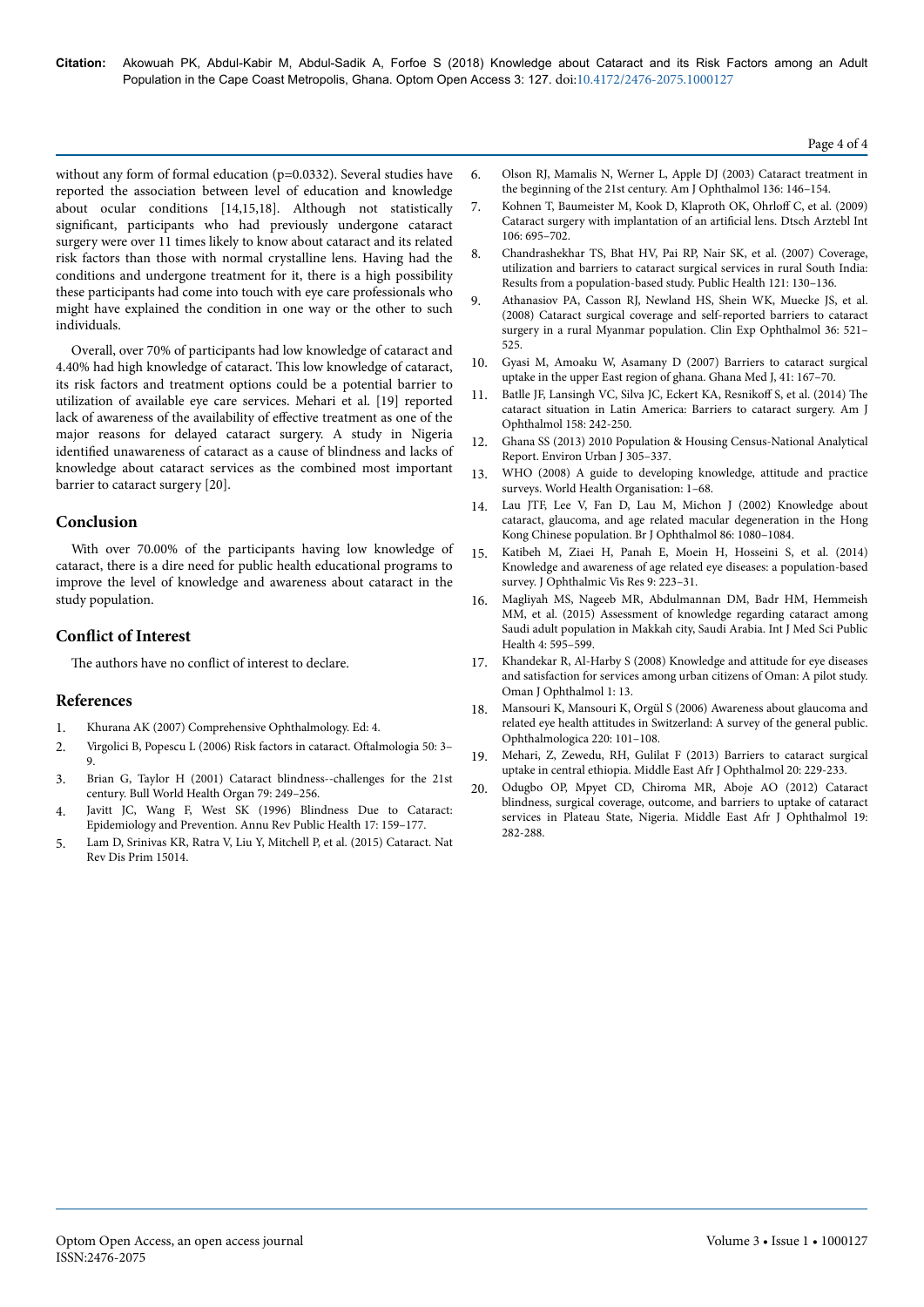without any form of formal education (p=0.0332). Several studies have reported the association between level of education and knowledge about ocular conditions [14,15,18]. Although not statistically significant, participants who had previously undergone cataract surgery were over 11 times likely to know about cataract and its related risk factors than those with normal crystalline lens. Having had the conditions and undergone treatment for it, there is a high possibility these participants had come into touch with eye care professionals who might have explained the condition in one way or the other to such individuals.

Overall, over 70% of participants had low knowledge of cataract and 4.40% had high knowledge of cataract. This low knowledge of cataract, its risk factors and treatment options could be a potential barrier to utilization of available eye care services. Mehari et al. [19] reported lack of awareness of the availability of effective treatment as one of the major reasons for delayed cataract surgery. A study in Nigeria identified unawareness of cataract as a cause of blindness and lacks of knowledge about cataract services as the combined most important barrier to cataract surgery [20].

## Conclusion

With over 70.00% of the participants having low knowledge of cataract, there is a dire need for public health educational programs to improve the level of knowledge and awareness about cataract in the study population.

## Conflict of Interest

The authors have no conflict of interest to declare.

## References

1. Khurana AK (2007) Comprehensive Ophthalmology. Ed: 4.
2. Virgolici B, Popescu L (2006) Risk factors in cataract. Oftalmologia 50: 3–9.
3. Brian G, Taylor H (2001) Cataract blindness--challenges for the 21st century. Bull World Health Organ 79: 249–256.
4. Javitt JC, Wang F, West SK (1996) Blindness Due to Cataract: Epidemiology and Prevention. Annu Rev Public Health 17: 159–177.
5. Lam D, Srinivas KR, Ratra V, Liu Y, Mitchell P, et al. (2015) Cataract. Nat Rev Dis Prim 15014.
6. Olson RJ, Mamalis N, Werner L, Apple DJ (2003) Cataract treatment in the beginning of the 21st century. Am J Ophthalmol 136: 146–154.
7. Kohnen T, Baumeister M, Kook D, Klaproth OK, Ohrloff C, et al. (2009) Cataract surgery with implantation of an artificial lens. Dtsch Arztebl Int 106: 695–702.
8. Chandrashekhar TS, Bhat HV, Pai RP, Nair SK, et al. (2007) Coverage, utilization and barriers to cataract surgical services in rural South India: Results from a population-based study. Public Health 121: 130–136.
9. Athanasiov PA, Casson RJ, Newland HS, Shein WK, Muecke JS, et al. (2008) Cataract surgical coverage and self-reported barriers to cataract surgery in a rural Myanmar population. Clin Exp Ophthalmol 36: 521–525.
10. Gyasi M, Amoaku W, Asamany D (2007) Barriers to cataract surgical uptake in the upper East region of ghana. Ghana Med J, 41: 167–70.
11. Batlle JF, Lansingh VC, Silva JC, Eckert KA, Resnikoff S, et al. (2014) The cataract situation in Latin America: Barriers to cataract surgery. Am J Ophthalmol 158: 242-250.
12. Ghana SS (2013) 2010 Population & Housing Census-National Analytical Report. Environ Urban J 305–337.
13. WHO (2008) A guide to developing knowledge, attitude and practice surveys. World Health Organisation: 1–68.
14. Lau JTF, Lee V, Fan D, Lau M, Michon J (2002) Knowledge about cataract, glaucoma, and age related macular degeneration in the Hong Kong Chinese population. Br J Ophthalmol 86: 1080–1084.
15. Katibeh M, Ziaei H, Panah E, Moein H, Hosseini S, et al. (2014) Knowledge and awareness of age related eye diseases: a population-based survey. J Ophthalmic Vis Res 9: 223–31.
16. Magliyah MS, Nageeb MR, Abdulmannan DM, Badr HM, Hemmeish MM, et al. (2015) Assessment of knowledge regarding cataract among Saudi adult population in Makkah city, Saudi Arabia. Int J Med Sci Public Health 4: 595–599.
17. Khandekar R, Al-Harby S (2008) Knowledge and attitude for eye diseases and satisfaction for services among urban citizens of Oman: A pilot study. Oman J Ophthalmol 1: 13.
18. Mansouri K, Mansouri K, Orgül S (2006) Awareness about glaucoma and related eye health attitudes in Switzerland: A survey of the general public. Ophthalmologica 220: 101–108.
19. Mehari, Z, Zewedu, RH, Gulilat F (2013) Barriers to cataract surgical uptake in central ethiopia. Middle East Afr J Ophthalmol 20: 229-233.
20. Odugbo OP, Mpyet CD, Chiroma MR, Aboje AO (2012) Cataract blindness, surgical coverage, outcome, and barriers to uptake of cataract services in Plateau State, Nigeria. Middle East Afr J Ophthalmol 19: 282-288.